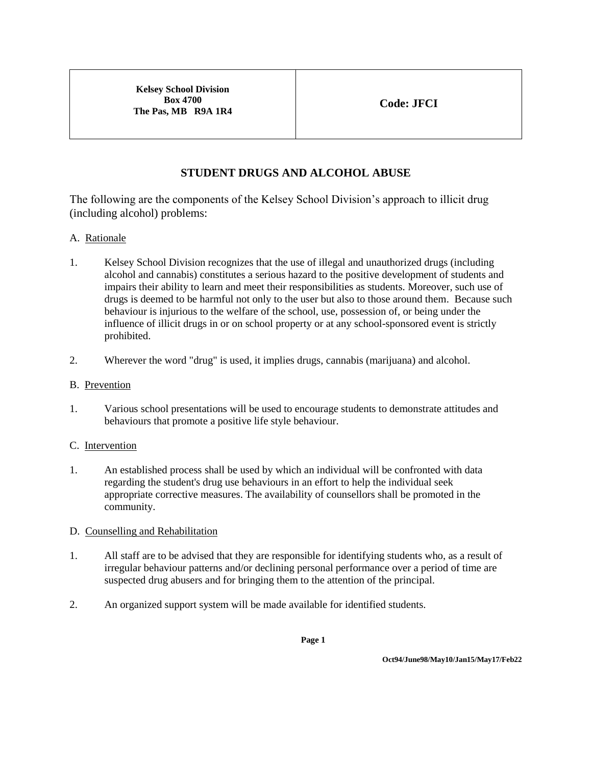| Kelsey School Division<br>Box 4700<br>The Pas, MB R9A 1R4 | Code: JFCI |
|---|---|

# STUDENT DRUGS AND ALCOHOL ABUSE

The following are the components of the Kelsey School Division's approach to illicit drug (including alcohol) problems:

## A. Rationale

1. Kelsey School Division recognizes that the use of illegal and unauthorized drugs (including alcohol and cannabis) constitutes a serious hazard to the positive development of students and impairs their ability to learn and meet their responsibilities as students. Moreover, such use of drugs is deemed to be harmful not only to the user but also to those around them. Because such behaviour is injurious to the welfare of the school, use, possession of, or being under the influence of illicit drugs in or on school property or at any school-sponsored event is strictly prohibited.

2. Wherever the word "drug" is used, it implies drugs, cannabis (marijuana) and alcohol.

## B. Prevention

1. Various school presentations will be used to encourage students to demonstrate attitudes and behaviours that promote a positive life style behaviour.

## C. Intervention

1. An established process shall be used by which an individual will be confronted with data regarding the student's drug use behaviours in an effort to help the individual seek appropriate corrective measures. The availability of counsellors shall be promoted in the community.

## D. Counselling and Rehabilitation

1. All staff are to be advised that they are responsible for identifying students who, as a result of irregular behaviour patterns and/or declining personal performance over a period of time are suspected drug abusers and for bringing them to the attention of the principal.

2. An organized support system will be made available for identified students.

Oct94/June98/May10/Jan15/May17/Feb22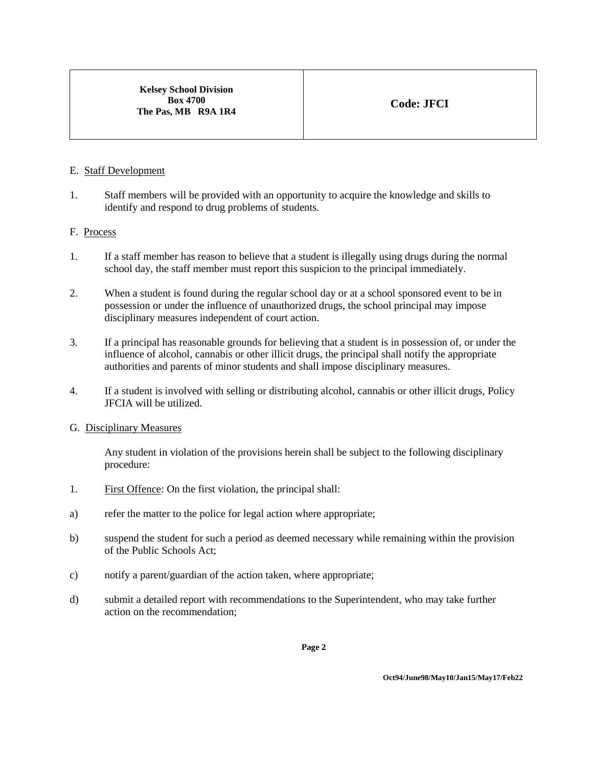E. Staff Development

1. Staff members will be provided with an opportunity to acquire the knowledge and skills to identify and respond to drug problems of students.

F. Process

1. If a staff member has reason to believe that a student is illegally using drugs during the normal school day, the staff member must report this suspicion to the principal immediately.

2. When a student is found during the regular school day or at a school sponsored event to be in possession or under the influence of unauthorized drugs, the school principal may impose disciplinary measures independent of court action.

3. If a principal has reasonable grounds for believing that a student is in possession of, or under the influence of alcohol, cannabis or other illicit drugs, the principal shall notify the appropriate authorities and parents of minor students and shall impose disciplinary measures.

4. If a student is involved with selling or distributing alcohol, cannabis or other illicit drugs, Policy JFCIA will be utilized.

G. Disciplinary Measures

Any student in violation of the provisions herein shall be subject to the following disciplinary procedure:

1. First Offence: On the first violation, the principal shall:

a) refer the matter to the police for legal action where appropriate;

b) suspend the student for such a period as deemed necessary while remaining within the provision of the Public Schools Act;

c) notify a parent/guardian of the action taken, where appropriate;

d) submit a detailed report with recommendations to the Superintendent, who may take further action on the recommendation;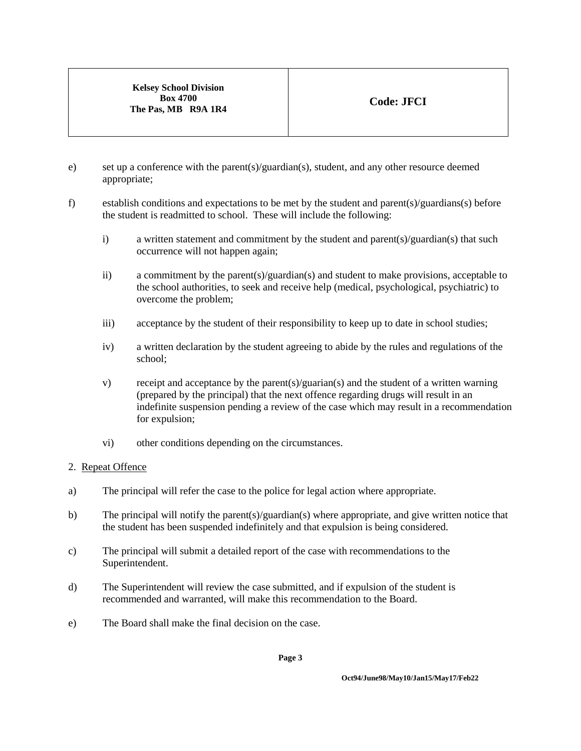e) set up a conference with the parent(s)/guardian(s), student, and any other resource deemed appropriate;

f) establish conditions and expectations to be met by the student and parent(s)/guardians(s) before the student is readmitted to school. These will include the following:

   i) a written statement and commitment by the student and parent(s)/guardian(s) that such occurrence will not happen again;

   ii) a commitment by the parent(s)/guardian(s) and student to make provisions, acceptable to the school authorities, to seek and receive help (medical, psychological, psychiatric) to overcome the problem;

   iii) acceptance by the student of their responsibility to keep up to date in school studies;

   iv) a written declaration by the student agreeing to abide by the rules and regulations of the school;

   v) receipt and acceptance by the parent(s)/guarian(s) and the student of a written warning (prepared by the principal) that the next offence regarding drugs will result in an indefinite suspension pending a review of the case which may result in a recommendation for expulsion;

   vi) other conditions depending on the circumstances.

2. <u>Repeat Offence</u>

a) The principal will refer the case to the police for legal action where appropriate.

b) The principal will notify the parent(s)/guardian(s) where appropriate, and give written notice that the student has been suspended indefinitely and that expulsion is being considered.

c) The principal will submit a detailed report of the case with recommendations to the Superintendent.

d) The Superintendent will review the case submitted, and if expulsion of the student is recommended and warranted, will make this recommendation to the Board.

e) The Board shall make the final decision on the case.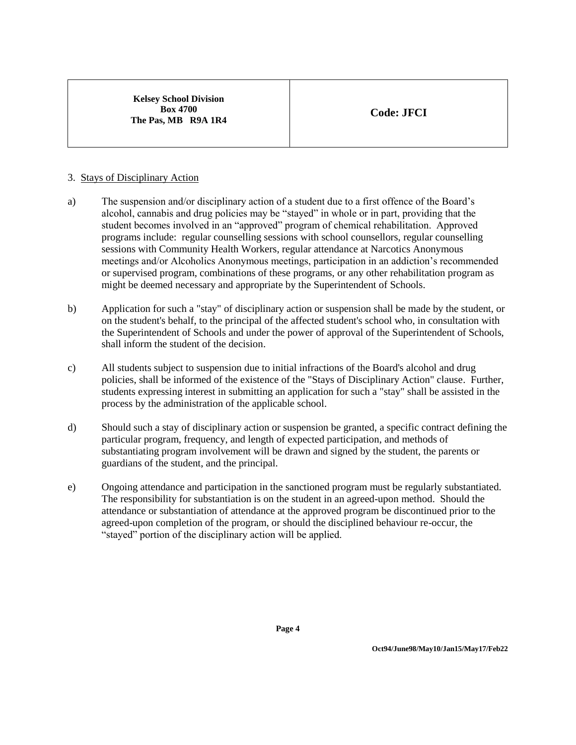3. Stays of Disciplinary Action

a) The suspension and/or disciplinary action of a student due to a first offence of the Board's alcohol, cannabis and drug policies may be "stayed" in whole or in part, providing that the student becomes involved in an "approved" program of chemical rehabilitation. Approved programs include: regular counselling sessions with school counsellors, regular counselling sessions with Community Health Workers, regular attendance at Narcotics Anonymous meetings and/or Alcoholics Anonymous meetings, participation in an addiction's recommended or supervised program, combinations of these programs, or any other rehabilitation program as might be deemed necessary and appropriate by the Superintendent of Schools.

b) Application for such a "stay" of disciplinary action or suspension shall be made by the student, or on the student's behalf, to the principal of the affected student's school who, in consultation with the Superintendent of Schools and under the power of approval of the Superintendent of Schools, shall inform the student of the decision.

c) All students subject to suspension due to initial infractions of the Board's alcohol and drug policies, shall be informed of the existence of the "Stays of Disciplinary Action" clause. Further, students expressing interest in submitting an application for such a "stay" shall be assisted in the process by the administration of the applicable school.

d) Should such a stay of disciplinary action or suspension be granted, a specific contract defining the particular program, frequency, and length of expected participation, and methods of substantiating program involvement will be drawn and signed by the student, the parents or guardians of the student, and the principal.

e) Ongoing attendance and participation in the sanctioned program must be regularly substantiated. The responsibility for substantiation is on the student in an agreed-upon method. Should the attendance or substantiation of attendance at the approved program be discontinued prior to the agreed-upon completion of the program, or should the disciplined behaviour re-occur, the "stayed" portion of the disciplinary action will be applied.